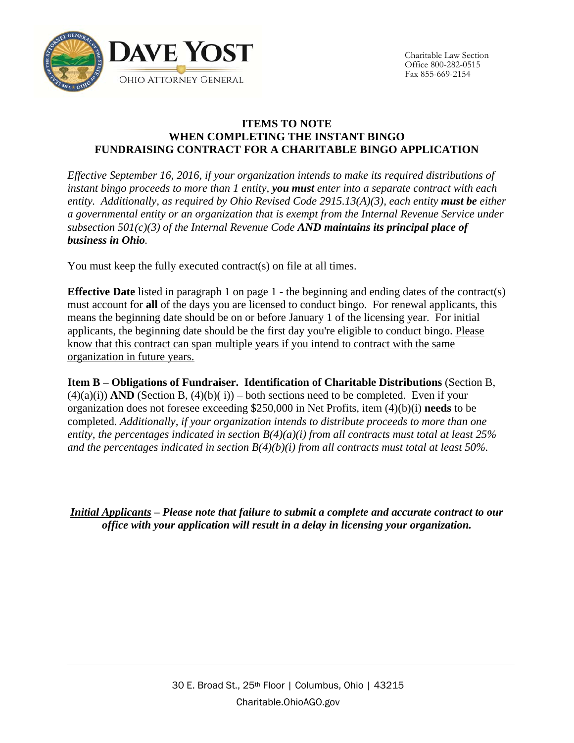**DAVE YOST**
OHIO ATTORNEY GENERAL

Charitable Law Section
Office 800-282-0515
Fax 855-669-2154

# ITEMS TO NOTE WHEN COMPLETING THE INSTANT BINGO FUNDRAISING CONTRACT FOR A CHARITABLE BINGO APPLICATION

*Effective September 16, 2016, if your organization intends to make its required distributions of instant bingo proceeds to more than 1 entity, **you must** enter into a separate contract with each entity. Additionally, as required by Ohio Revised Code 2915.13(A)(3), each entity **must be** either a governmental entity or an organization that is exempt from the Internal Revenue Service under subsection 501(c)(3) of the Internal Revenue Code **AND maintains its principal place of business in Ohio**.*

You must keep the fully executed contract(s) on file at all times.

**Effective Date** listed in paragraph 1 on page 1 - the beginning and ending dates of the contract(s) must account for **all** of the days you are licensed to conduct bingo. For renewal applicants, this means the beginning date should be on or before January 1 of the licensing year. For initial applicants, the beginning date should be the first day you're eligible to conduct bingo. Please know that this contract can span multiple years if you intend to contract with the same organization in future years.

**Item B – Obligations of Fundraiser. Identification of Charitable Distributions** (Section B, (4)(a)(i)) **AND** (Section B, (4)(b)( i)) – both sections need to be completed. Even if your organization does not foresee exceeding $250,000 in Net Profits, item (4)(b)(i) **needs** to be completed. *Additionally, if your organization intends to distribute proceeds to more than one entity, the percentages indicated in section B(4)(a)(i) from all contracts must total at least 25% and the percentages indicated in section B(4)(b)(i) from all contracts must total at least 50%.*

***Initial Applicants* – Please note that failure to submit a complete and accurate contract to our office with your application will result in a delay in licensing your organization.**

30 E. Broad St., 25th Floor | Columbus, Ohio | 43215
Charitable.OhioAGO.gov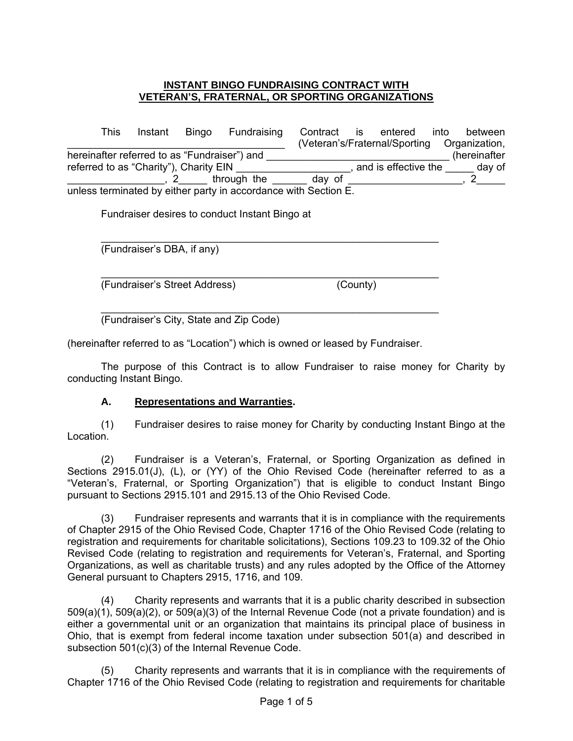# INSTANT BINGO FUNDRAISING CONTRACT WITH VETERAN'S, FRATERNAL, OR SPORTING ORGANIZATIONS

This Instant Bingo Fundraising Contract is entered into between _______________________________________ (Veteran's/Fraternal/Sporting Organization, hereinafter referred to as "Fundraiser") and _________________________________ (hereinafter referred to as "Charity"), Charity EIN ____________________, and is effective the _____ day of _________________, 2_____ through the ______ day of ____________________, 2_____ unless terminated by either party in accordance with Section E.

Fundraiser desires to conduct Instant Bingo at

_____________________________________________________________
(Fundraiser's DBA, if any)

_____________________________________________________________
(Fundraiser's Street Address) (County)

_____________________________________________________________
(Fundraiser's City, State and Zip Code)

(hereinafter referred to as "Location") which is owned or leased by Fundraiser.

The purpose of this Contract is to allow Fundraiser to raise money for Charity by conducting Instant Bingo.

**A. Representations and Warranties.**

(1) Fundraiser desires to raise money for Charity by conducting Instant Bingo at the Location.

(2) Fundraiser is a Veteran's, Fraternal, or Sporting Organization as defined in Sections 2915.01(J), (L), or (YY) of the Ohio Revised Code (hereinafter referred to as a "Veteran's, Fraternal, or Sporting Organization") that is eligible to conduct Instant Bingo pursuant to Sections 2915.101 and 2915.13 of the Ohio Revised Code.

(3) Fundraiser represents and warrants that it is in compliance with the requirements of Chapter 2915 of the Ohio Revised Code, Chapter 1716 of the Ohio Revised Code (relating to registration and requirements for charitable solicitations), Sections 109.23 to 109.32 of the Ohio Revised Code (relating to registration and requirements for Veteran's, Fraternal, and Sporting Organizations, as well as charitable trusts) and any rules adopted by the Office of the Attorney General pursuant to Chapters 2915, 1716, and 109.

(4) Charity represents and warrants that it is a public charity described in subsection 509(a)(1), 509(a)(2), or 509(a)(3) of the Internal Revenue Code (not a private foundation) and is either a governmental unit or an organization that maintains its principal place of business in Ohio, that is exempt from federal income taxation under subsection 501(a) and described in subsection 501(c)(3) of the Internal Revenue Code.

(5) Charity represents and warrants that it is in compliance with the requirements of Chapter 1716 of the Ohio Revised Code (relating to registration and requirements for charitable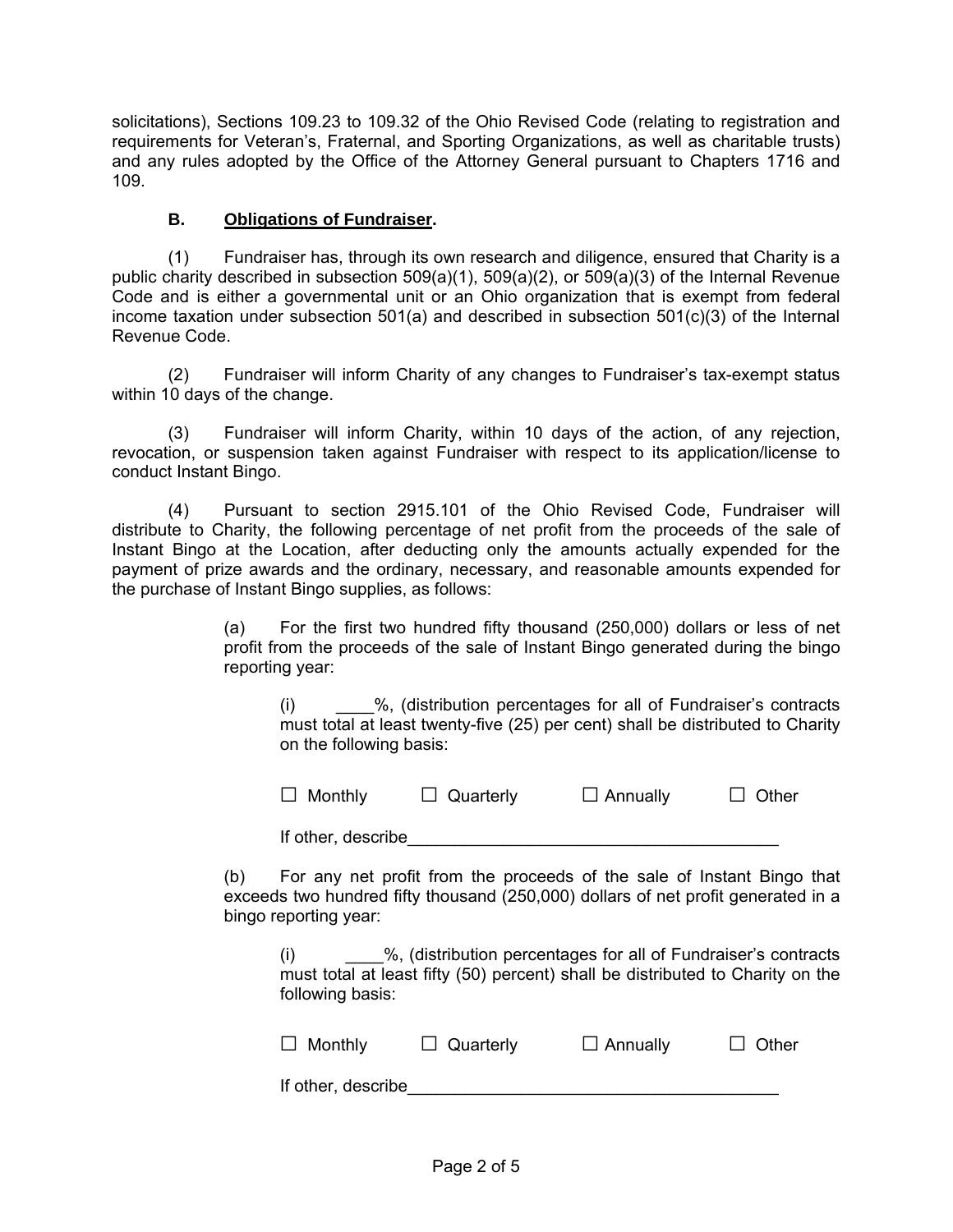solicitations), Sections 109.23 to 109.32 of the Ohio Revised Code (relating to registration and requirements for Veteran's, Fraternal, and Sporting Organizations, as well as charitable trusts) and any rules adopted by the Office of the Attorney General pursuant to Chapters 1716 and 109.

**B. <u>Obligations of Fundraiser</u>.**

(1) Fundraiser has, through its own research and diligence, ensured that Charity is a public charity described in subsection 509(a)(1), 509(a)(2), or 509(a)(3) of the Internal Revenue Code and is either a governmental unit or an Ohio organization that is exempt from federal income taxation under subsection 501(a) and described in subsection 501(c)(3) of the Internal Revenue Code.

(2) Fundraiser will inform Charity of any changes to Fundraiser's tax-exempt status within 10 days of the change.

(3) Fundraiser will inform Charity, within 10 days of the action, of any rejection, revocation, or suspension taken against Fundraiser with respect to its application/license to conduct Instant Bingo.

(4) Pursuant to section 2915.101 of the Ohio Revised Code, Fundraiser will distribute to Charity, the following percentage of net profit from the proceeds of the sale of Instant Bingo at the Location, after deducting only the amounts actually expended for the payment of prize awards and the ordinary, necessary, and reasonable amounts expended for the purchase of Instant Bingo supplies, as follows:

> (a) For the first two hundred fifty thousand (250,000) dollars or less of net profit from the proceeds of the sale of Instant Bingo generated during the bingo reporting year:
>
> > (i) ____%, (distribution percentages for all of Fundraiser's contracts must total at least twenty-five (25) per cent) shall be distributed to Charity on the following basis:
> >
> > ☐ Monthly ☐ Quarterly ☐ Annually ☐ Other
> >
> > If other, describe_______________________________________
>
> (b) For any net profit from the proceeds of the sale of Instant Bingo that exceeds two hundred fifty thousand (250,000) dollars of net profit generated in a bingo reporting year:
>
> > (i) ____%, (distribution percentages for all of Fundraiser's contracts must total at least fifty (50) percent) shall be distributed to Charity on the following basis:
> >
> > ☐ Monthly ☐ Quarterly ☐ Annually ☐ Other
> >
> > If other, describe_______________________________________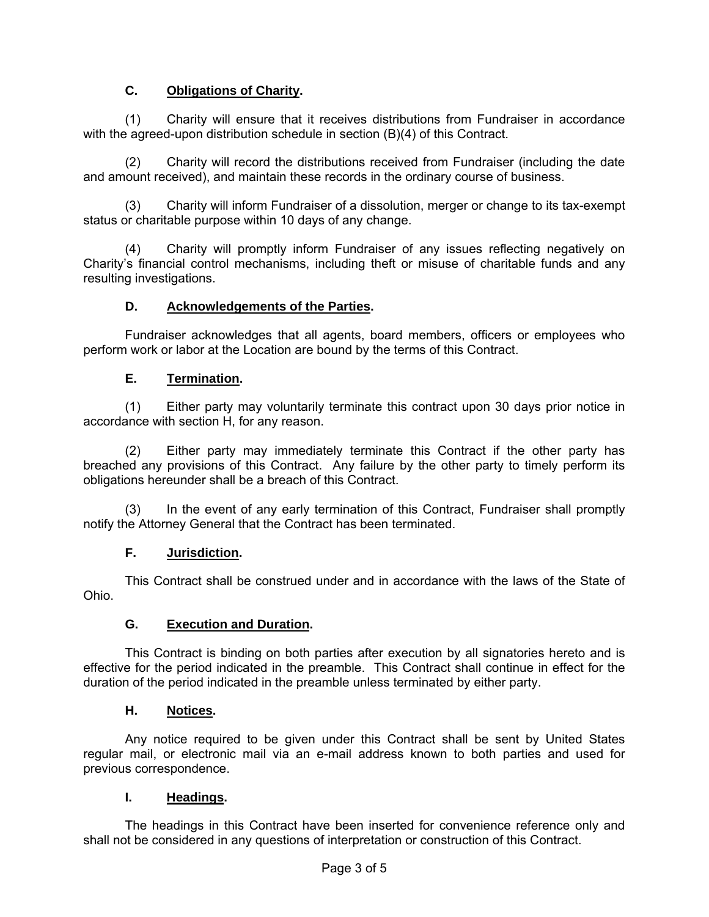### C. **Obligations of Charity.**

(1) Charity will ensure that it receives distributions from Fundraiser in accordance with the agreed-upon distribution schedule in section (B)(4) of this Contract.

(2) Charity will record the distributions received from Fundraiser (including the date and amount received), and maintain these records in the ordinary course of business.

(3) Charity will inform Fundraiser of a dissolution, merger or change to its tax-exempt status or charitable purpose within 10 days of any change.

(4) Charity will promptly inform Fundraiser of any issues reflecting negatively on Charity's financial control mechanisms, including theft or misuse of charitable funds and any resulting investigations.

### D. **Acknowledgements of the Parties.**

Fundraiser acknowledges that all agents, board members, officers or employees who perform work or labor at the Location are bound by the terms of this Contract.

### E. **Termination.**

(1) Either party may voluntarily terminate this contract upon 30 days prior notice in accordance with section H, for any reason.

(2) Either party may immediately terminate this Contract if the other party has breached any provisions of this Contract. Any failure by the other party to timely perform its obligations hereunder shall be a breach of this Contract.

(3) In the event of any early termination of this Contract, Fundraiser shall promptly notify the Attorney General that the Contract has been terminated.

### F. **Jurisdiction.**

This Contract shall be construed under and in accordance with the laws of the State of Ohio.

### G. **Execution and Duration.**

This Contract is binding on both parties after execution by all signatories hereto and is effective for the period indicated in the preamble. This Contract shall continue in effect for the duration of the period indicated in the preamble unless terminated by either party.

### H. **Notices.**

Any notice required to be given under this Contract shall be sent by United States regular mail, or electronic mail via an e-mail address known to both parties and used for previous correspondence.

### I. **Headings.**

The headings in this Contract have been inserted for convenience reference only and shall not be considered in any questions of interpretation or construction of this Contract.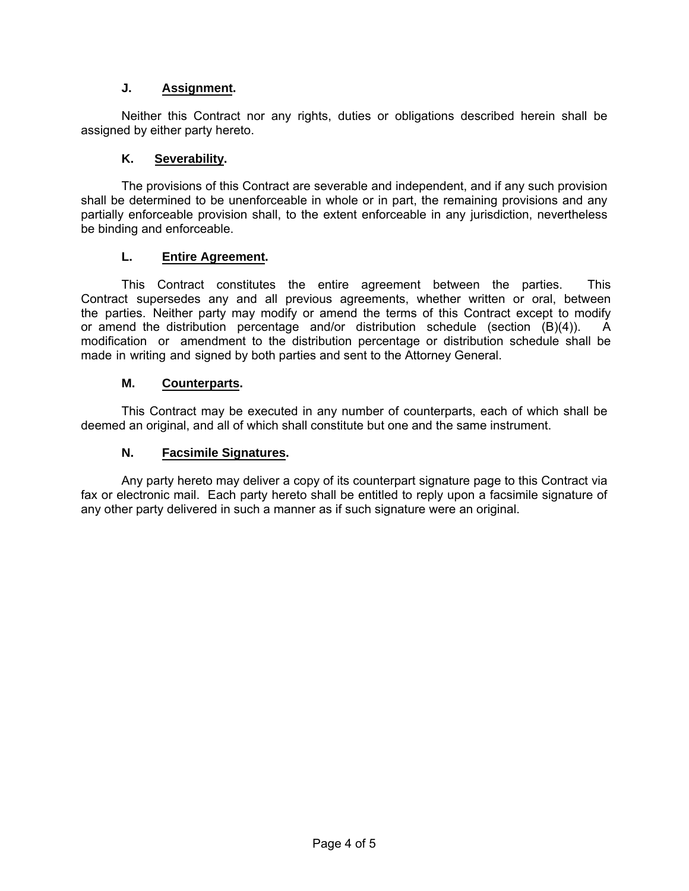### J. **Assignment**.

Neither this Contract nor any rights, duties or obligations described herein shall be assigned by either party hereto.

### K. **Severability**.

The provisions of this Contract are severable and independent, and if any such provision shall be determined to be unenforceable in whole or in part, the remaining provisions and any partially enforceable provision shall, to the extent enforceable in any jurisdiction, nevertheless be binding and enforceable.

### L. **Entire Agreement**.

This Contract constitutes the entire agreement between the parties. This Contract supersedes any and all previous agreements, whether written or oral, between the parties. Neither party may modify or amend the terms of this Contract except to modify or amend the distribution percentage and/or distribution schedule (section (B)(4)). A modification or amendment to the distribution percentage or distribution schedule shall be made in writing and signed by both parties and sent to the Attorney General.

### M. **Counterparts**.

This Contract may be executed in any number of counterparts, each of which shall be deemed an original, and all of which shall constitute but one and the same instrument.

### N. **Facsimile Signatures**.

Any party hereto may deliver a copy of its counterpart signature page to this Contract via fax or electronic mail. Each party hereto shall be entitled to reply upon a facsimile signature of any other party delivered in such a manner as if such signature were an original.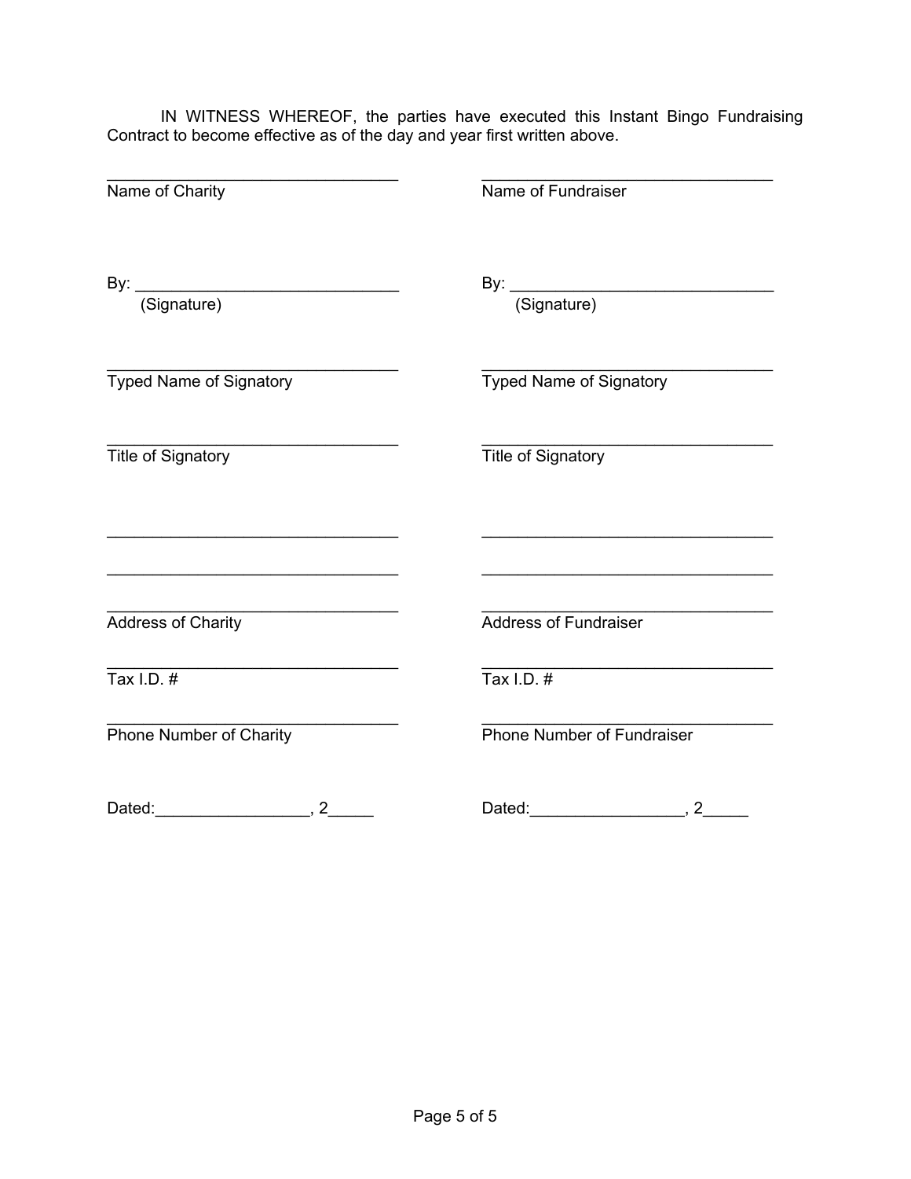IN WITNESS WHEREOF, the parties have executed this Instant Bingo Fundraising Contract to become effective as of the day and year first written above.

| | |
|---|---|
| \_\_\_\_\_\_\_\_\_\_\_\_\_\_\_\_\_\_\_\_\_\_\_\_\_\_\_\_\_\_\_\_ | \_\_\_\_\_\_\_\_\_\_\_\_\_\_\_\_\_\_\_\_\_\_\_\_\_\_\_\_\_\_\_\_ |
| Name of Charity | Name of Fundraiser |
| By: \_\_\_\_\_\_\_\_\_\_\_\_\_\_\_\_\_\_\_\_\_\_\_\_\_\_\_\_ | By: \_\_\_\_\_\_\_\_\_\_\_\_\_\_\_\_\_\_\_\_\_\_\_\_\_\_\_\_ |
| (Signature) | (Signature) |
| \_\_\_\_\_\_\_\_\_\_\_\_\_\_\_\_\_\_\_\_\_\_\_\_\_\_\_\_\_\_\_\_ | \_\_\_\_\_\_\_\_\_\_\_\_\_\_\_\_\_\_\_\_\_\_\_\_\_\_\_\_\_\_\_\_ |
| Typed Name of Signatory | Typed Name of Signatory |
| \_\_\_\_\_\_\_\_\_\_\_\_\_\_\_\_\_\_\_\_\_\_\_\_\_\_\_\_\_\_\_\_ | \_\_\_\_\_\_\_\_\_\_\_\_\_\_\_\_\_\_\_\_\_\_\_\_\_\_\_\_\_\_\_\_ |
| Title of Signatory | Title of Signatory |
| \_\_\_\_\_\_\_\_\_\_\_\_\_\_\_\_\_\_\_\_\_\_\_\_\_\_\_\_\_\_\_\_ | \_\_\_\_\_\_\_\_\_\_\_\_\_\_\_\_\_\_\_\_\_\_\_\_\_\_\_\_\_\_\_\_ |
| \_\_\_\_\_\_\_\_\_\_\_\_\_\_\_\_\_\_\_\_\_\_\_\_\_\_\_\_\_\_\_\_ | \_\_\_\_\_\_\_\_\_\_\_\_\_\_\_\_\_\_\_\_\_\_\_\_\_\_\_\_\_\_\_\_ |
| \_\_\_\_\_\_\_\_\_\_\_\_\_\_\_\_\_\_\_\_\_\_\_\_\_\_\_\_\_\_\_\_ | \_\_\_\_\_\_\_\_\_\_\_\_\_\_\_\_\_\_\_\_\_\_\_\_\_\_\_\_\_\_\_\_ |
| Address of Charity | Address of Fundraiser |
| \_\_\_\_\_\_\_\_\_\_\_\_\_\_\_\_\_\_\_\_\_\_\_\_\_\_\_\_\_\_\_\_ | \_\_\_\_\_\_\_\_\_\_\_\_\_\_\_\_\_\_\_\_\_\_\_\_\_\_\_\_\_\_\_\_ |
| Tax I.D. # | Tax I.D. # |
| \_\_\_\_\_\_\_\_\_\_\_\_\_\_\_\_\_\_\_\_\_\_\_\_\_\_\_\_\_\_\_\_ | \_\_\_\_\_\_\_\_\_\_\_\_\_\_\_\_\_\_\_\_\_\_\_\_\_\_\_\_\_\_\_\_ |
| Phone Number of Charity | Phone Number of Fundraiser |
| Dated:\_\_\_\_\_\_\_\_\_\_\_\_\_\_\_\_\_, 2\_\_\_\_\_ | Dated:\_\_\_\_\_\_\_\_\_\_\_\_\_\_\_\_\_, 2\_\_\_\_\_ |